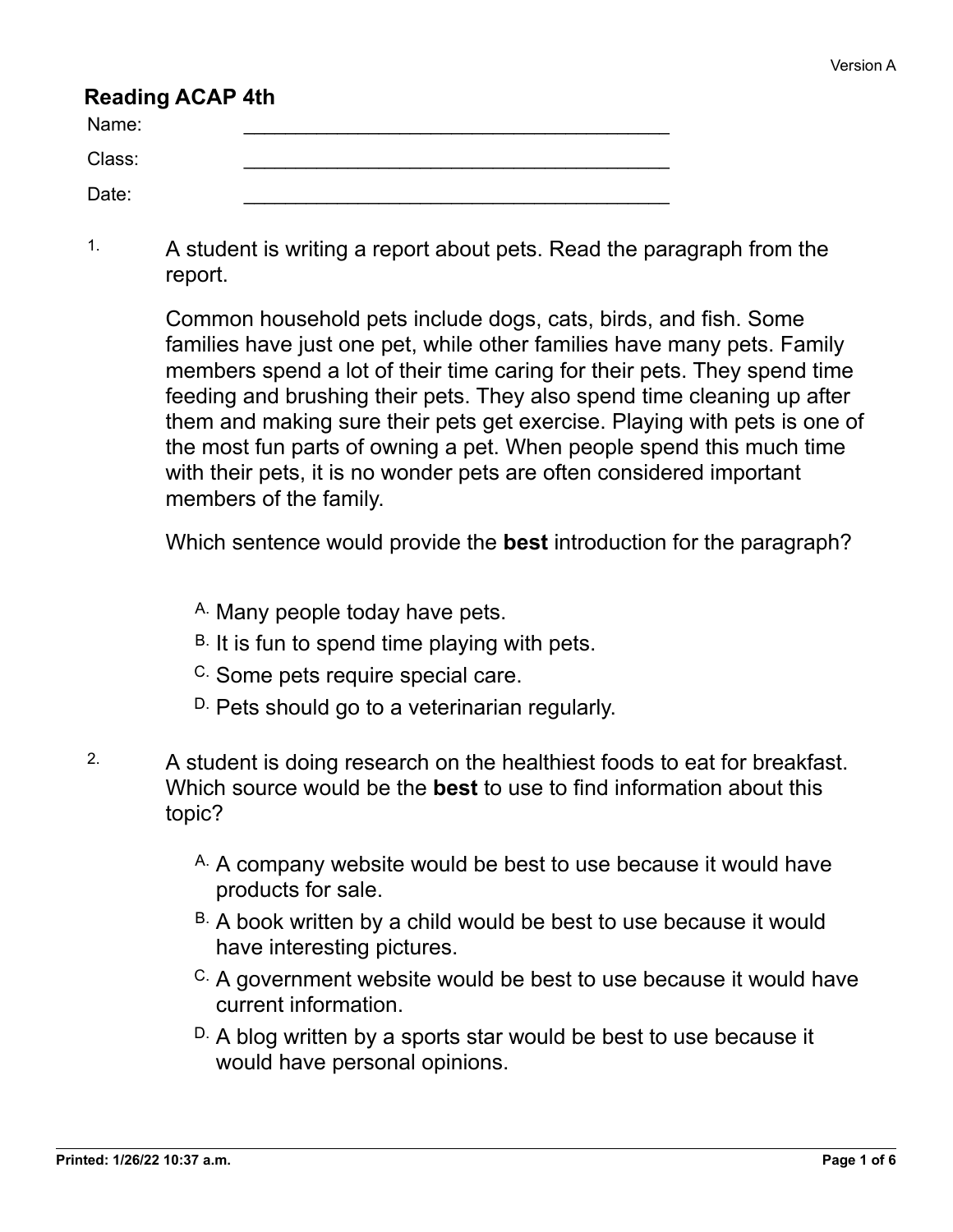Version A

# Reading ACAP 4th

Name: \_\_\_\_\_\_\_\_\_\_\_\_\_\_\_\_\_\_\_\_\_\_\_\_\_\_\_\_\_\_\_\_\_\_\_\_\_\_\_\_

Class: \_\_\_\_\_\_\_\_\_\_\_\_\_\_\_\_\_\_\_\_\_\_\_\_\_\_\_\_\_\_\_\_\_\_\_\_\_\_\_\_

Date: \_\_\_\_\_\_\_\_\_\_\_\_\_\_\_\_\_\_\_\_\_\_\_\_\_\_\_\_\_\_\_\_\_\_\_\_\_\_\_\_

1. A student is writing a report about pets. Read the paragraph from the report.

   Common household pets include dogs, cats, birds, and fish. Some families have just one pet, while other families have many pets. Family members spend a lot of their time caring for their pets. They spend time feeding and brushing their pets. They also spend time cleaning up after them and making sure their pets get exercise. Playing with pets is one of the most fun parts of owning a pet. When people spend this much time with their pets, it is no wonder pets are often considered important members of the family.

   Which sentence would provide the **best** introduction for the paragraph?

   A. Many people today have pets.
   B. It is fun to spend time playing with pets.
   C. Some pets require special care.
   D. Pets should go to a veterinarian regularly.

2. A student is doing research on the healthiest foods to eat for breakfast. Which source would be the **best** to use to find information about this topic?

   A. A company website would be best to use because it would have products for sale.
   B. A book written by a child would be best to use because it would have interesting pictures.
   C. A government website would be best to use because it would have current information.
   D. A blog written by a sports star would be best to use because it would have personal opinions.

Printed: 1/26/22 10:37 a.m.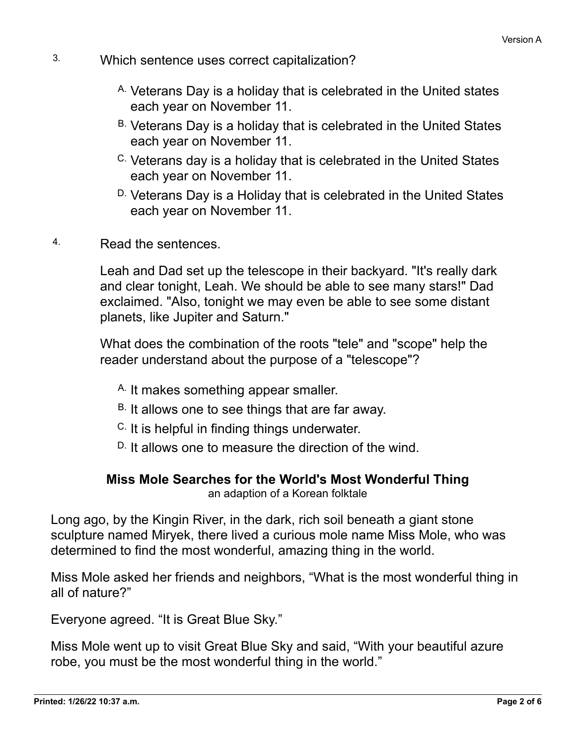3. Which sentence uses correct capitalization?

   A. Veterans Day is a holiday that is celebrated in the United states each year on November 11.
   B. Veterans Day is a holiday that is celebrated in the United States each year on November 11.
   C. Veterans day is a holiday that is celebrated in the United States each year on November 11.
   D. Veterans Day is a Holiday that is celebrated in the United States each year on November 11.

4. Read the sentences.

   Leah and Dad set up the telescope in their backyard. "It's really dark and clear tonight, Leah. We should be able to see many stars!" Dad exclaimed. "Also, tonight we may even be able to see some distant planets, like Jupiter and Saturn."

   What does the combination of the roots "tele" and "scope" help the reader understand about the purpose of a "telescope"?

   A. It makes something appear smaller.
   B. It allows one to see things that are far away.
   C. It is helpful in finding things underwater.
   D. It allows one to measure the direction of the wind.

## Miss Mole Searches for the World's Most Wonderful Thing

an adaption of a Korean folktale

Long ago, by the Kingin River, in the dark, rich soil beneath a giant stone sculpture named Miryek, there lived a curious mole name Miss Mole, who was determined to find the most wonderful, amazing thing in the world.

Miss Mole asked her friends and neighbors, “What is the most wonderful thing in all of nature?”

Everyone agreed. “It is Great Blue Sky.”

Miss Mole went up to visit Great Blue Sky and said, “With your beautiful azure robe, you must be the most wonderful thing in the world.”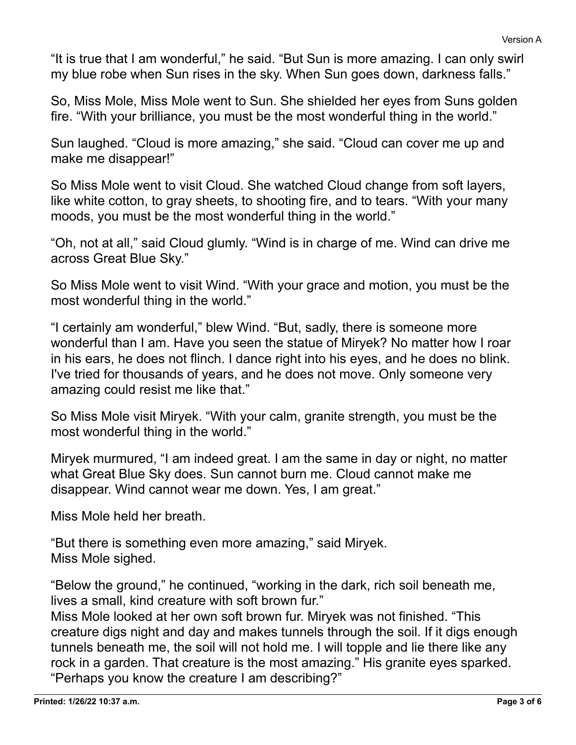"It is true that I am wonderful," he said. "But Sun is more amazing. I can only swirl my blue robe when Sun rises in the sky. When Sun goes down, darkness falls."

So, Miss Mole, Miss Mole went to Sun. She shielded her eyes from Suns golden fire. "With your brilliance, you must be the most wonderful thing in the world."

Sun laughed. "Cloud is more amazing," she said. "Cloud can cover me up and make me disappear!"

So Miss Mole went to visit Cloud. She watched Cloud change from soft layers, like white cotton, to gray sheets, to shooting fire, and to tears. "With your many moods, you must be the most wonderful thing in the world."

"Oh, not at all," said Cloud glumly. "Wind is in charge of me. Wind can drive me across Great Blue Sky."

So Miss Mole went to visit Wind. "With your grace and motion, you must be the most wonderful thing in the world."

"I certainly am wonderful," blew Wind. "But, sadly, there is someone more wonderful than I am. Have you seen the statue of Miryek? No matter how I roar in his ears, he does not flinch. I dance right into his eyes, and he does no blink. I've tried for thousands of years, and he does not move. Only someone very amazing could resist me like that."

So Miss Mole visit Miryek. "With your calm, granite strength, you must be the most wonderful thing in the world."

Miryek murmured, "I am indeed great. I am the same in day or night, no matter what Great Blue Sky does. Sun cannot burn me. Cloud cannot make me disappear. Wind cannot wear me down. Yes, I am great."

Miss Mole held her breath.

"But there is something even more amazing," said Miryek.
Miss Mole sighed.

"Below the ground," he continued, "working in the dark, rich soil beneath me, lives a small, kind creature with soft brown fur."
Miss Mole looked at her own soft brown fur. Miryek was not finished. "This creature digs night and day and makes tunnels through the soil. If it digs enough tunnels beneath me, the soil will not hold me. I will topple and lie there like any rock in a garden. That creature is the most amazing." His granite eyes sparked. "Perhaps you know the creature I am describing?"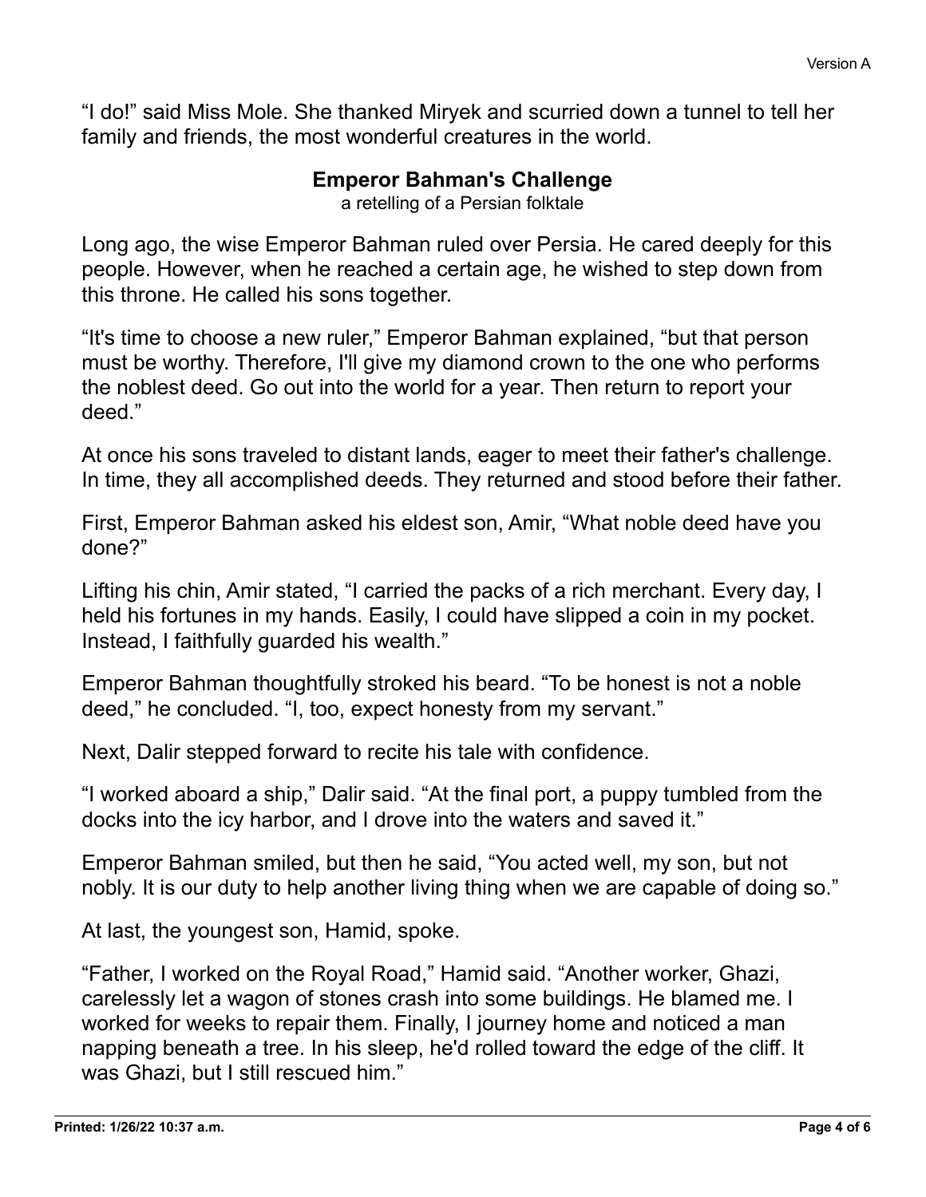“I do!” said Miss Mole. She thanked Miryek and scurried down a tunnel to tell her family and friends, the most wonderful creatures in the world.

## Emperor Bahman's Challenge

a retelling of a Persian folktale

Long ago, the wise Emperor Bahman ruled over Persia. He cared deeply for this people. However, when he reached a certain age, he wished to step down from this throne. He called his sons together.

“It's time to choose a new ruler,” Emperor Bahman explained, “but that person must be worthy. Therefore, I'll give my diamond crown to the one who performs the noblest deed. Go out into the world for a year. Then return to report your deed.”

At once his sons traveled to distant lands, eager to meet their father's challenge. In time, they all accomplished deeds. They returned and stood before their father.

First, Emperor Bahman asked his eldest son, Amir, “What noble deed have you done?”

Lifting his chin, Amir stated, “I carried the packs of a rich merchant. Every day, I held his fortunes in my hands. Easily, I could have slipped a coin in my pocket. Instead, I faithfully guarded his wealth.”

Emperor Bahman thoughtfully stroked his beard. “To be honest is not a noble deed,” he concluded. “I, too, expect honesty from my servant.”

Next, Dalir stepped forward to recite his tale with confidence.

“I worked aboard a ship,” Dalir said. “At the final port, a puppy tumbled from the docks into the icy harbor, and I drove into the waters and saved it.”

Emperor Bahman smiled, but then he said, “You acted well, my son, but not nobly. It is our duty to help another living thing when we are capable of doing so.”

At last, the youngest son, Hamid, spoke.

“Father, I worked on the Royal Road,” Hamid said. “Another worker, Ghazi, carelessly let a wagon of stones crash into some buildings. He blamed me. I worked for weeks to repair them. Finally, I journey home and noticed a man napping beneath a tree. In his sleep, he'd rolled toward the edge of the cliff. It was Ghazi, but I still rescued him.”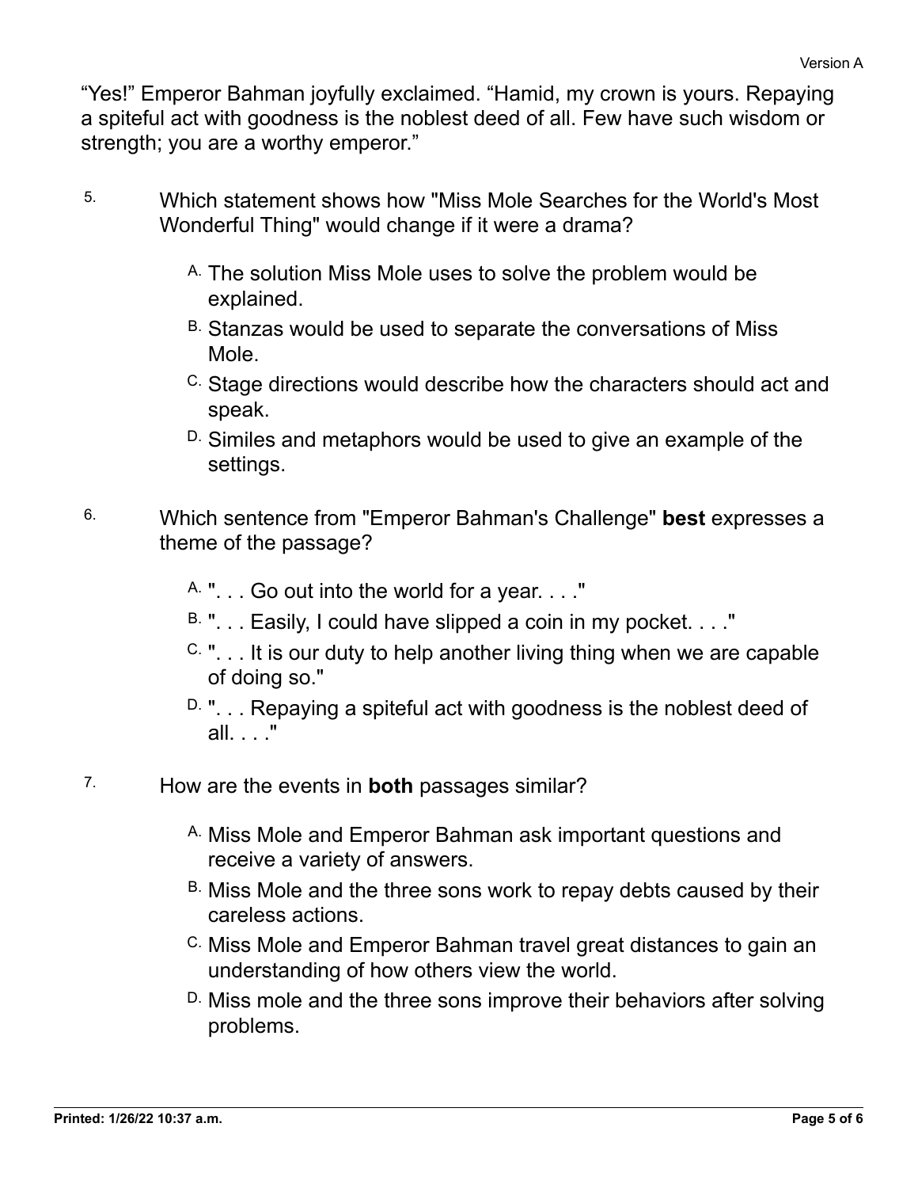“Yes!” Emperor Bahman joyfully exclaimed. “Hamid, my crown is yours. Repaying a spiteful act with goodness is the noblest deed of all. Few have such wisdom or strength; you are a worthy emperor.”

5. Which statement shows how "Miss Mole Searches for the World's Most Wonderful Thing" would change if it were a drama?

   A. The solution Miss Mole uses to solve the problem would be explained.
   B. Stanzas would be used to separate the conversations of Miss Mole.
   C. Stage directions would describe how the characters should act and speak.
   D. Similes and metaphors would be used to give an example of the settings.

6. Which sentence from "Emperor Bahman's Challenge" **best** expresses a theme of the passage?

   A. ". . . Go out into the world for a year. . . ."
   B. ". . . Easily, I could have slipped a coin in my pocket. . . ."
   C. ". . . It is our duty to help another living thing when we are capable of doing so."
   D. ". . . Repaying a spiteful act with goodness is the noblest deed of all. . . ."

7. How are the events in **both** passages similar?

   A. Miss Mole and Emperor Bahman ask important questions and receive a variety of answers.
   B. Miss Mole and the three sons work to repay debts caused by their careless actions.
   C. Miss Mole and Emperor Bahman travel great distances to gain an understanding of how others view the world.
   D. Miss mole and the three sons improve their behaviors after solving problems.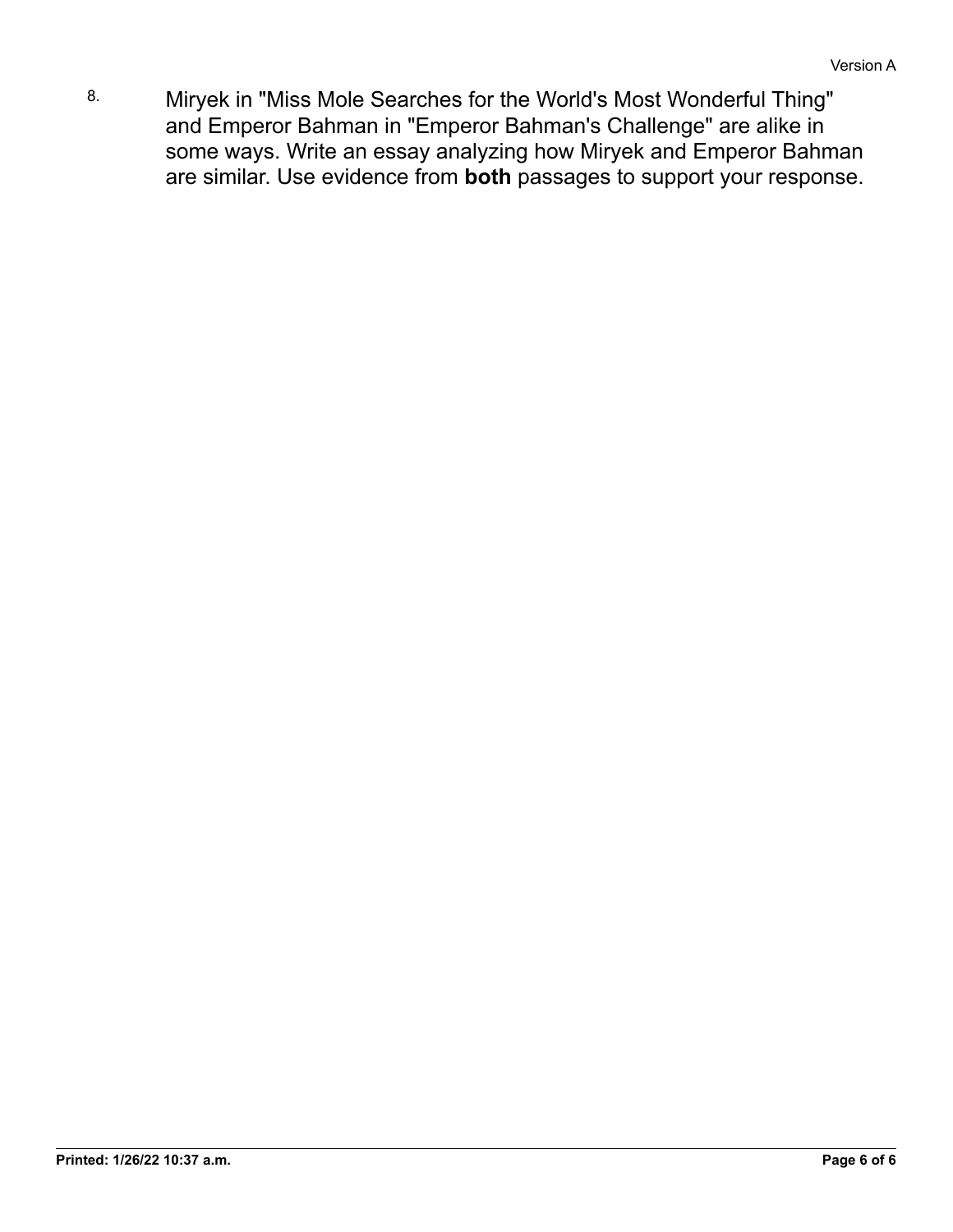8. Miryek in "Miss Mole Searches for the World's Most Wonderful Thing" and Emperor Bahman in "Emperor Bahman's Challenge" are alike in some ways. Write an essay analyzing how Miryek and Emperor Bahman are similar. Use evidence from **both** passages to support your response.